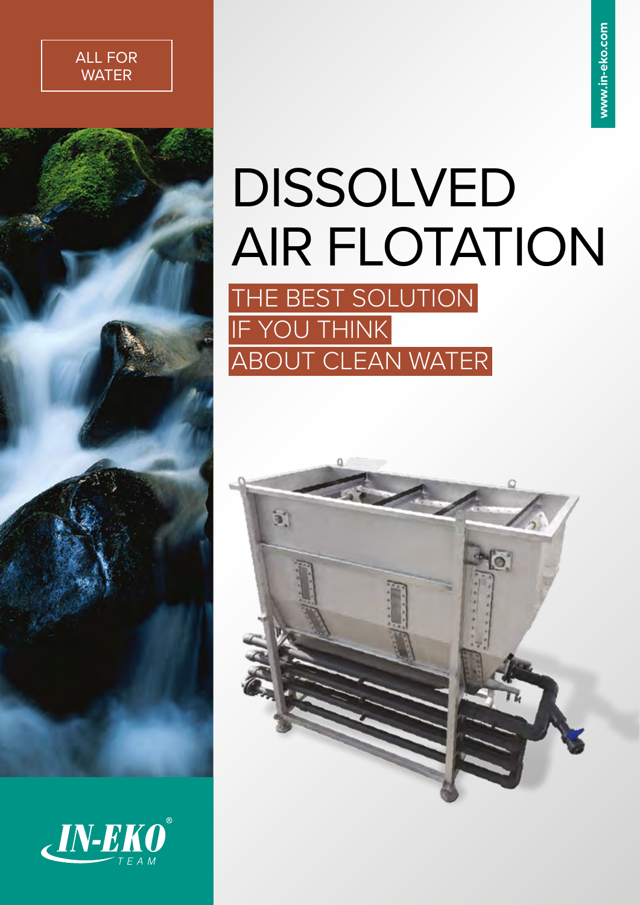ALL FOR WATER

www.in-eko.com

# DISSOLVED AIR FLOTATION

## THE BEST SOLUTION IF YOU THINK ABOUT CLEAN WATER

IN-EKO® TEAM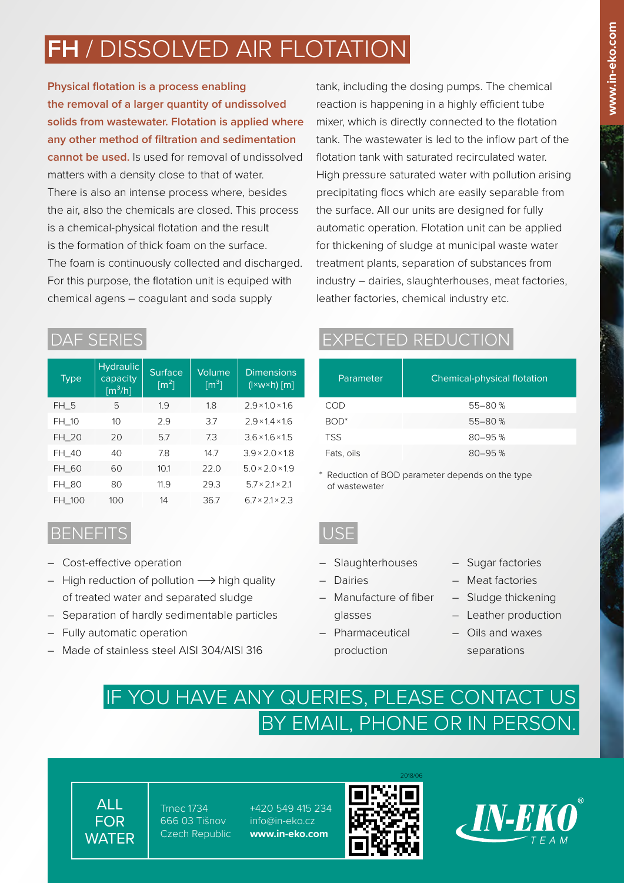# FH / DISSOLVED AIR FLOTATION

**Physical flotation is a process enabling the removal of a larger quantity of undissolved solids from wastewater. Flotation is applied where any other method of filtration and sedimentation cannot be used.** Is used for removal of undissolved matters with a density close to that of water. There is also an intense process where, besides the air, also the chemicals are closed. This process is a chemical-physical flotation and the result is the formation of thick foam on the surface. The foam is continuously collected and discharged. For this purpose, the flotation unit is equiped with chemical agens – coagulant and soda supply tank, including the dosing pumps. The chemical reaction is happening in a highly efficient tube mixer, which is directly connected to the flotation tank. The wastewater is led to the inflow part of the flotation tank with saturated recirculated water. High pressure saturated water with pollution arising precipitating flocs which are easily separable from the surface. All our units are designed for fully automatic operation. Flotation unit can be applied for thickening of sludge at municipal waste water treatment plants, separation of substances from industry – dairies, slaughterhouses, meat factories, leather factories, chemical industry etc.

## DAF SERIES

| Type | Hydraulic capacity [$m^3$/h] | Surface [$m^2$] | Volume [$m^3$] | Dimensions (l×w×h) [m] |
|---|---|---|---|---|
| FH_5 | 5 | 1.9 | 1.8 | 2.9×1.0×1.6 |
| FH_10 | 10 | 2.9 | 3.7 | 2.9×1.4×1.6 |
| FH_20 | 20 | 5.7 | 7.3 | 3.6×1.6×1.5 |
| FH_40 | 40 | 7.8 | 14.7 | 3.9×2.0×1.8 |
| FH_60 | 60 | 10.1 | 22.0 | 5.0×2.0×1.9 |
| FH_80 | 80 | 11.9 | 29.3 | 5.7×2.1×2.1 |
| FH_100 | 100 | 14 | 36.7 | 6.7×2.1×2.3 |

## EXPECTED REDUCTION

| Parameter | Chemical-physical flotation |
|---|---|
| COD | 55–80 % |
| BOD* | 55–80 % |
| TSS | 80–95 % |
| Fats, oils | 80–95 % |

\* Reduction of BOD parameter depends on the type of wastewater

## BENEFITS

- Cost-effective operation
- High reduction of pollution ⟶ high quality of treated water and separated sludge
- Separation of hardly sedimentable particles
- Fully automatic operation
- Made of stainless steel AISI 304/AISI 316

## USE

- Slaughterhouses
- Dairies
- Manufacture of fiber glasses
- Pharmaceutical production
- Sugar factories
- Meat factories
- Sludge thickening
- Leather production
- Oils and waxes separations

IF YOU HAVE ANY QUERIES, PLEASE CONTACT US BY EMAIL, PHONE OR IN PERSON.

ALL FOR WATER

Trnec 1734
666 03 Tišnov
Czech Republic

+420 549 415 234
info@in-eko.cz
**www.in-eko.com**

2018/06

IN-EKO TEAM